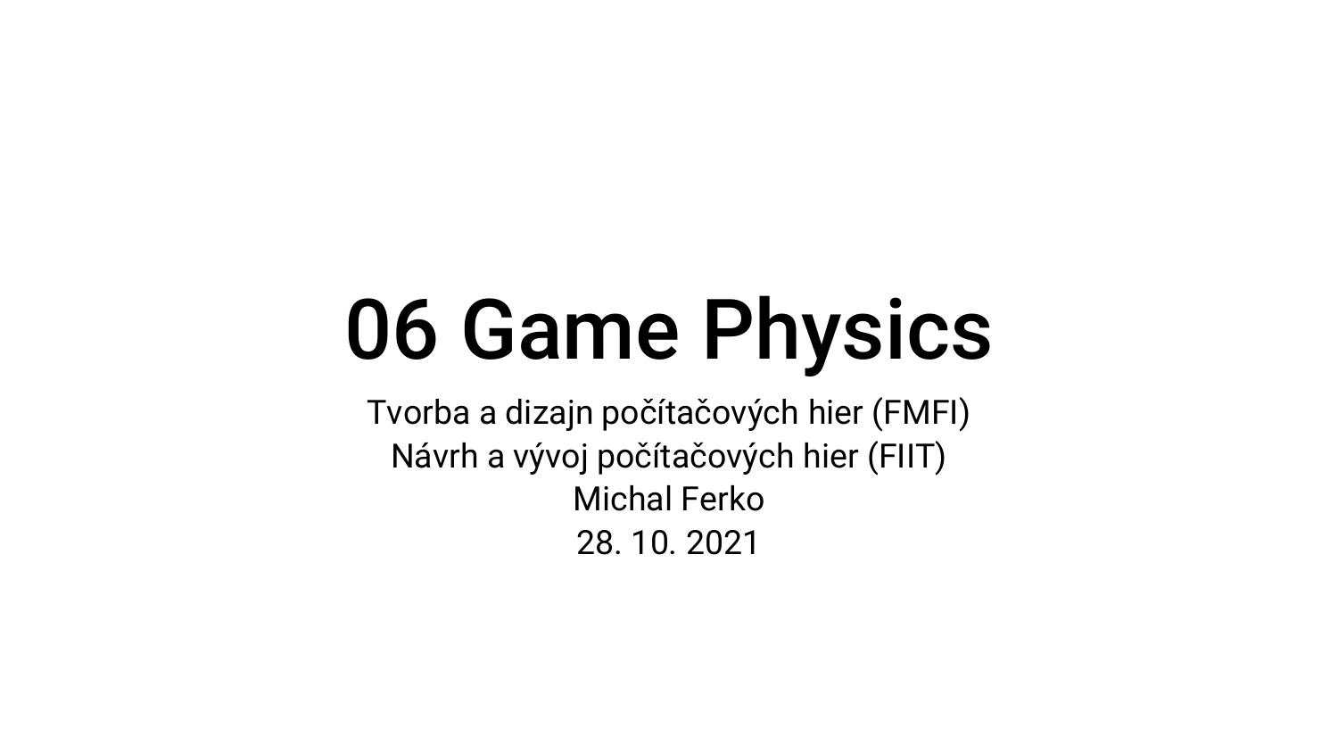# 06 Game Physics

Tvorba a dizajn počítačových hier (FMFI)
Návrh a vývoj počítačových hier (FIIT)
Michal Ferko
28. 10. 2021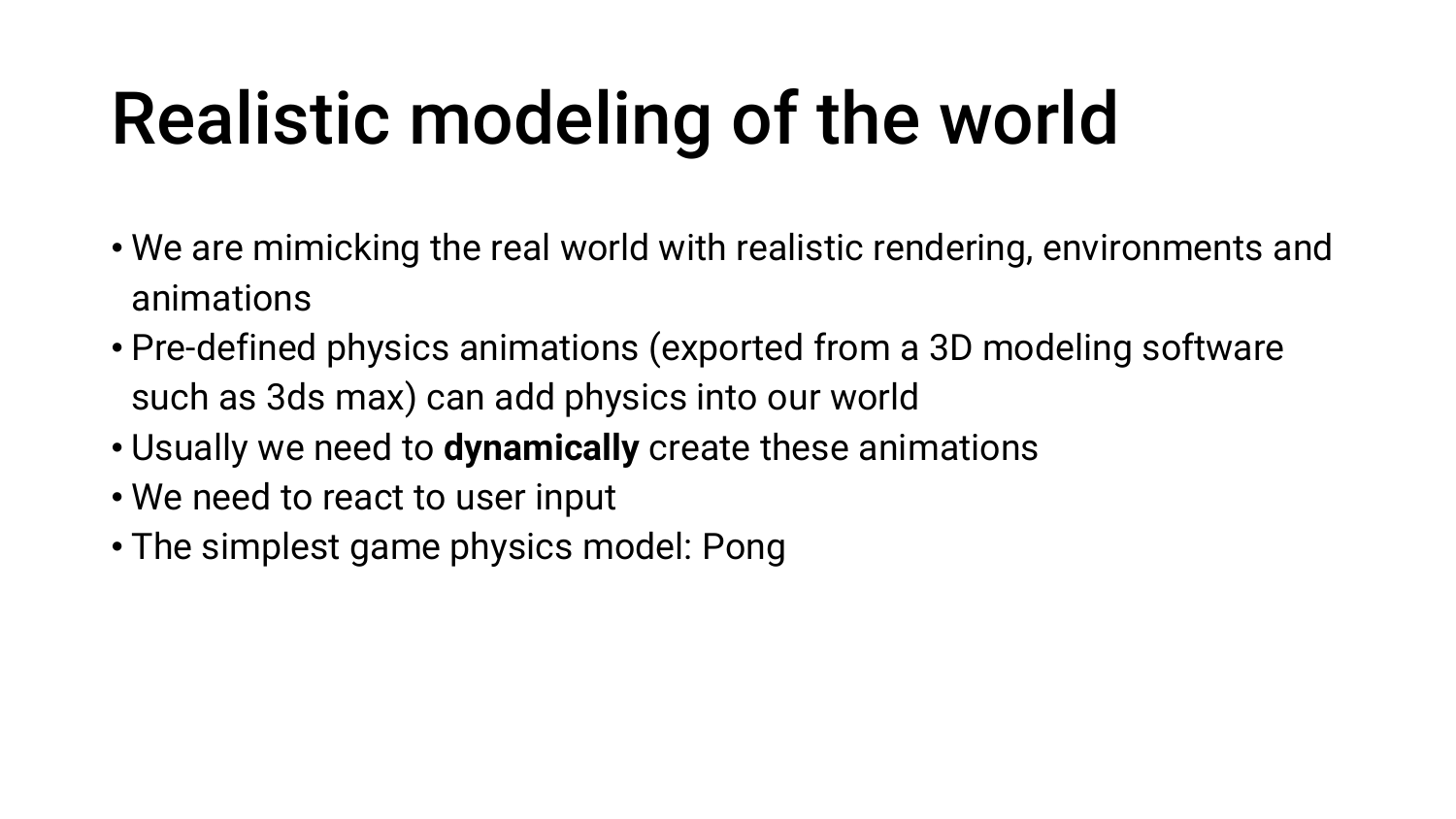# Realistic modeling of the world

- We are mimicking the real world with realistic rendering, environments and animations
- Pre-defined physics animations (exported from a 3D modeling software such as 3ds max) can add physics into our world
- Usually we need to **dynamically** create these animations
- We need to react to user input
- The simplest game physics model: Pong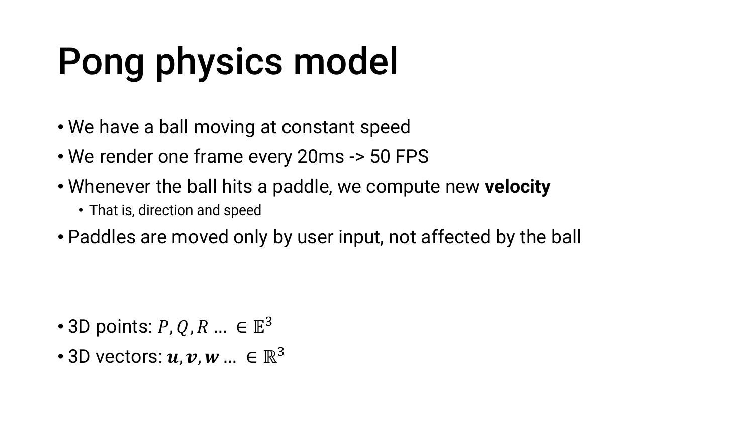# Pong physics model

- We have a ball moving at constant speed
- We render one frame every 20ms -> 50 FPS
- Whenever the ball hits a paddle, we compute new **velocity**
  - That is, direction and speed
- Paddles are moved only by user input, not affected by the ball

- 3D points: $P, Q, R \ldots \in \mathbb{E}^3$
- 3D vectors: $\boldsymbol{u}, \boldsymbol{v}, \boldsymbol{w} \ldots \in \mathbb{R}^3$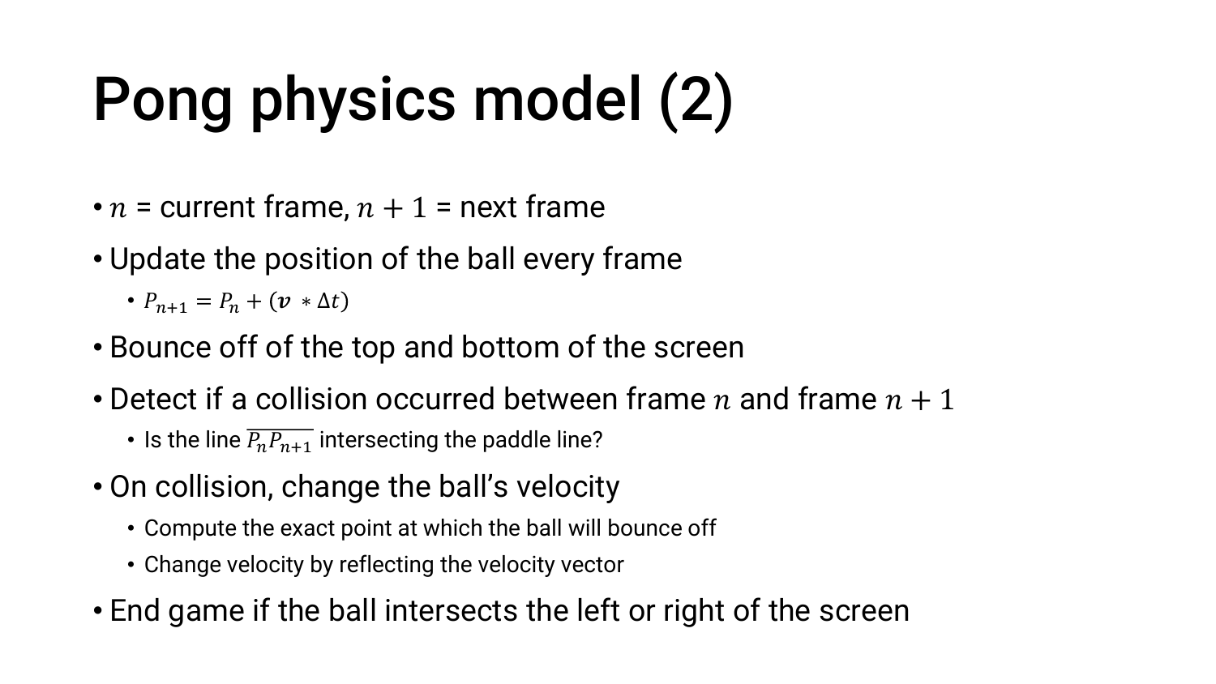# Pong physics model (2)

- $n$ = current frame, $n + 1$ = next frame
- Update the position of the ball every frame
  - $P_{n+1} = P_n + (\boldsymbol{v} * \Delta t)$
- Bounce off of the top and bottom of the screen
- Detect if a collision occurred between frame $n$ and frame $n + 1$
  - Is the line $\overline{P_n P_{n+1}}$ intersecting the paddle line?
- On collision, change the ball's velocity
  - Compute the exact point at which the ball will bounce off
  - Change velocity by reflecting the velocity vector
- End game if the ball intersects the left or right of the screen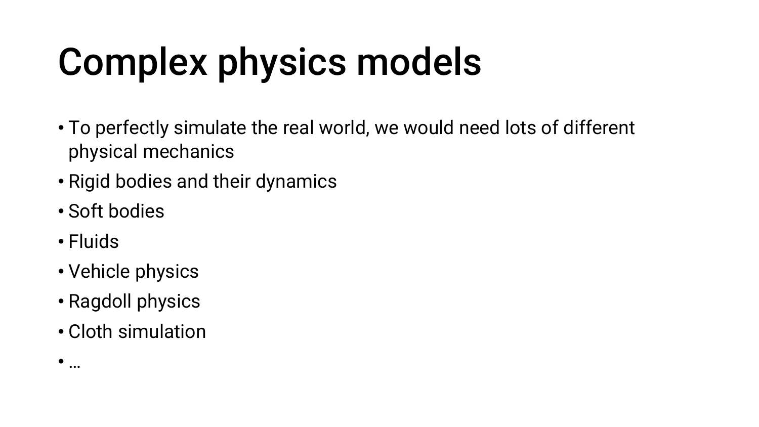# Complex physics models

- To perfectly simulate the real world, we would need lots of different physical mechanics
- Rigid bodies and their dynamics
- Soft bodies
- Fluids
- Vehicle physics
- Ragdoll physics
- Cloth simulation
- …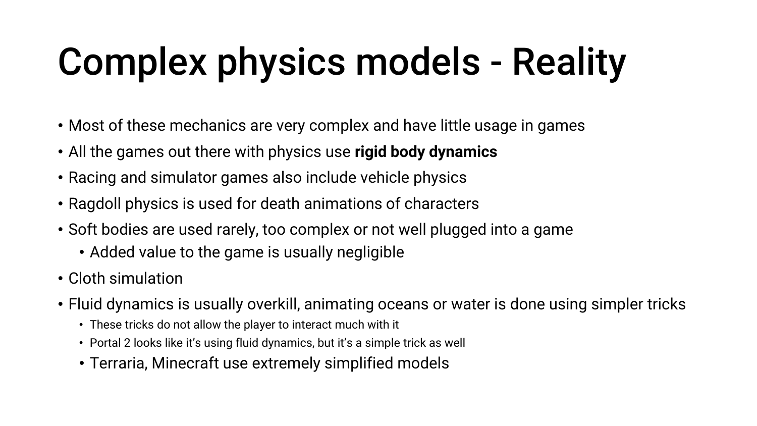# Complex physics models - Reality

- Most of these mechanics are very complex and have little usage in games
- All the games out there with physics use **rigid body dynamics**
- Racing and simulator games also include vehicle physics
- Ragdoll physics is used for death animations of characters
- Soft bodies are used rarely, too complex or not well plugged into a game
  - Added value to the game is usually negligible
- Cloth simulation
- Fluid dynamics is usually overkill, animating oceans or water is done using simpler tricks
  - These tricks do not allow the player to interact much with it
  - Portal 2 looks like it's using fluid dynamics, but it's a simple trick as well
  - Terraria, Minecraft use extremely simplified models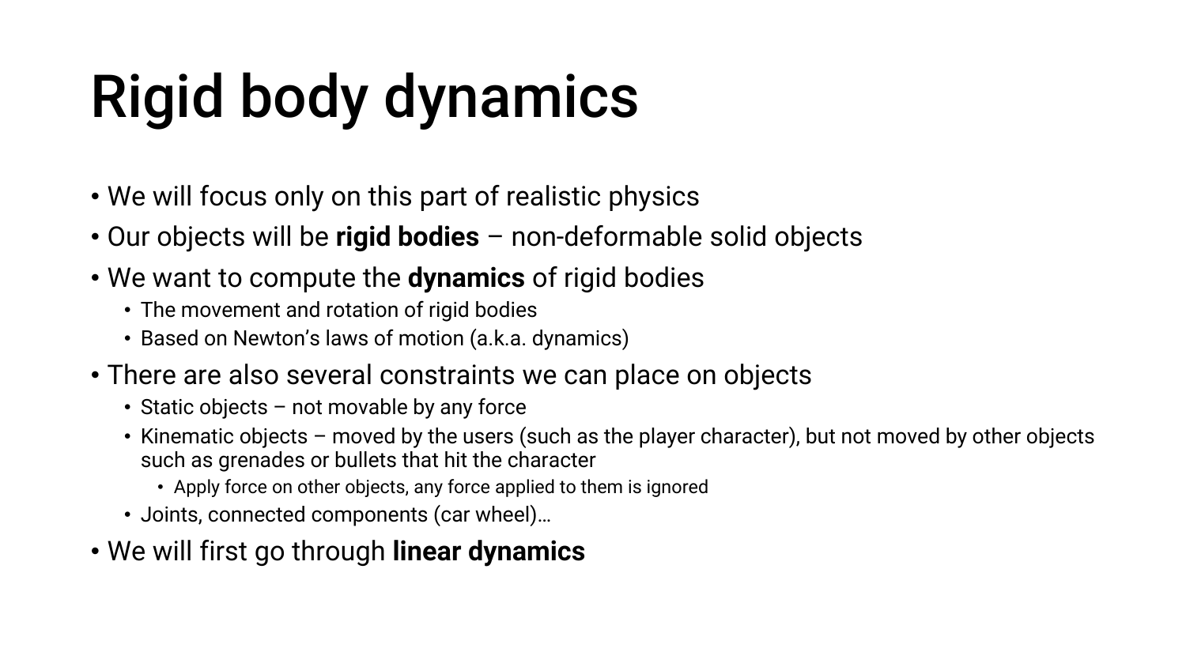# Rigid body dynamics

- We will focus only on this part of realistic physics
- Our objects will be **rigid bodies** – non-deformable solid objects
- We want to compute the **dynamics** of rigid bodies
  - The movement and rotation of rigid bodies
  - Based on Newton's laws of motion (a.k.a. dynamics)
- There are also several constraints we can place on objects
  - Static objects – not movable by any force
  - Kinematic objects – moved by the users (such as the player character), but not moved by other objects such as grenades or bullets that hit the character
    - Apply force on other objects, any force applied to them is ignored
  - Joints, connected components (car wheel)…
- We will first go through **linear dynamics**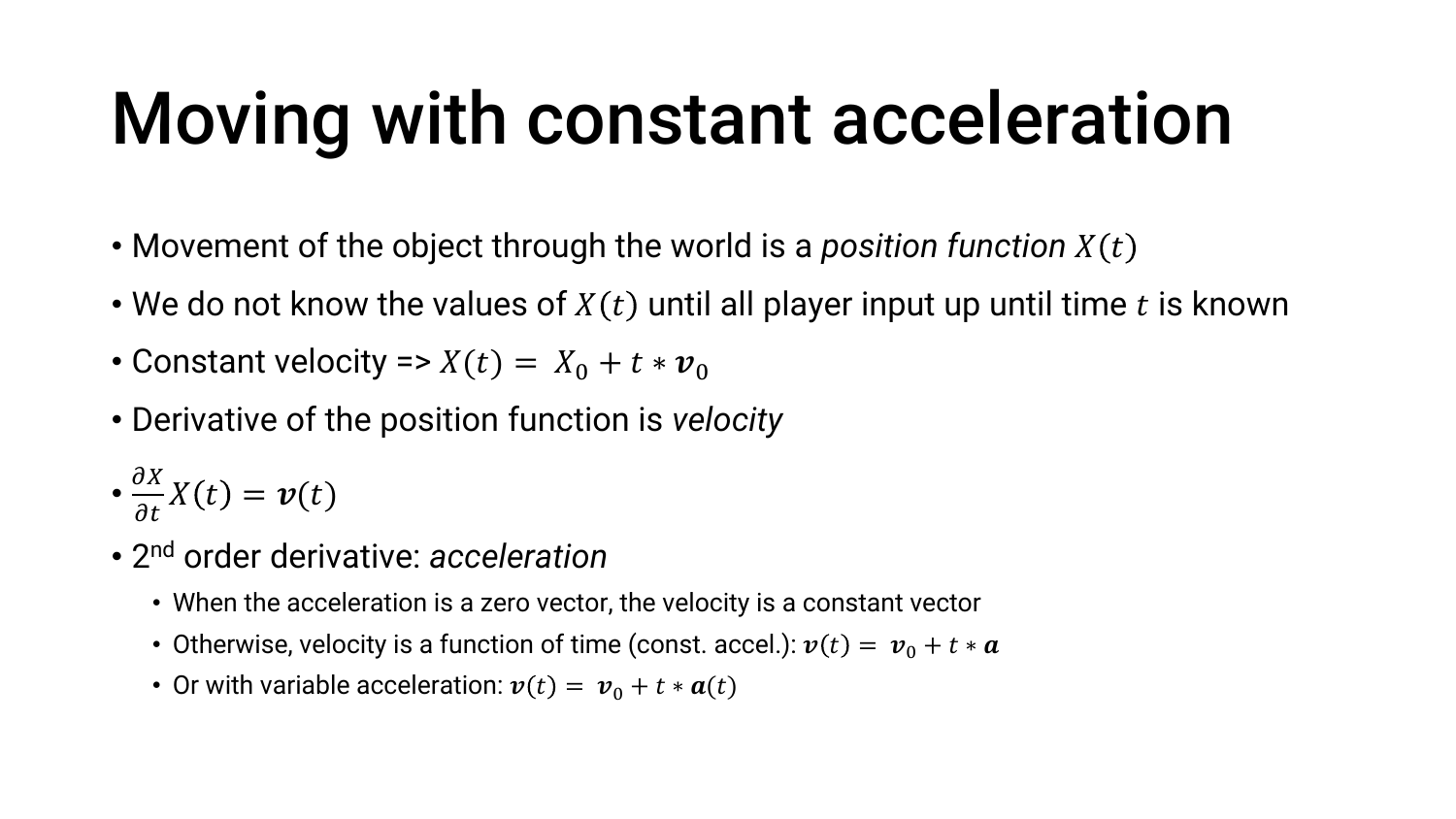# Moving with constant acceleration

- Movement of the object through the world is a *position function* $X(t)$
- We do not know the values of $X(t)$ until all player input up until time $t$ is known
- Constant velocity => $X(t) = X_0 + t * \boldsymbol{v}_0$
- Derivative of the position function is *velocity*
- $\frac{\partial X}{\partial t} X(t) = \boldsymbol{v}(t)$
- 2nd order derivative: *acceleration*
  - When the acceleration is a zero vector, the velocity is a constant vector
  - Otherwise, velocity is a function of time (const. accel.): $\boldsymbol{v}(t) = \boldsymbol{v}_0 + t * \boldsymbol{a}$
  - Or with variable acceleration: $\boldsymbol{v}(t) = \boldsymbol{v}_0 + t * \boldsymbol{a}(t)$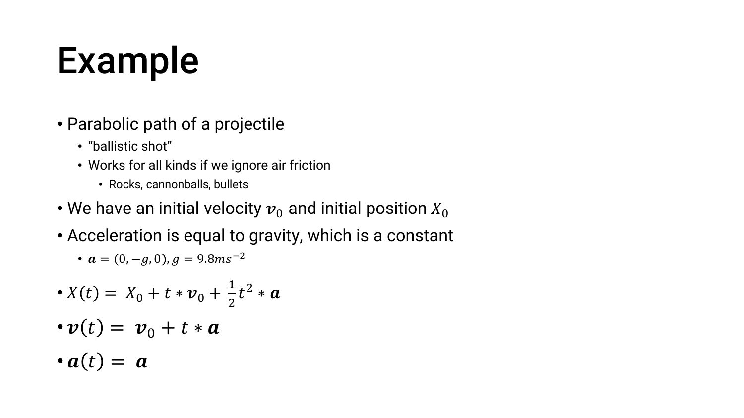# Example

- Parabolic path of a projectile
  - “ballistic shot”
  - Works for all kinds if we ignore air friction
    - Rocks, cannonballs, bullets
- We have an initial velocity $\boldsymbol{v}_0$ and initial position $X_0$
- Acceleration is equal to gravity, which is a constant
  - $\boldsymbol{a} = (0, -g, 0), g = 9.8ms^{-2}$
- $X(t) = X_0 + t * \boldsymbol{v}_0 + \frac{1}{2}t^2 * \boldsymbol{a}$
- $\boldsymbol{v}(t) = \boldsymbol{v}_0 + t * \boldsymbol{a}$
- $\boldsymbol{a}(t) = \boldsymbol{a}$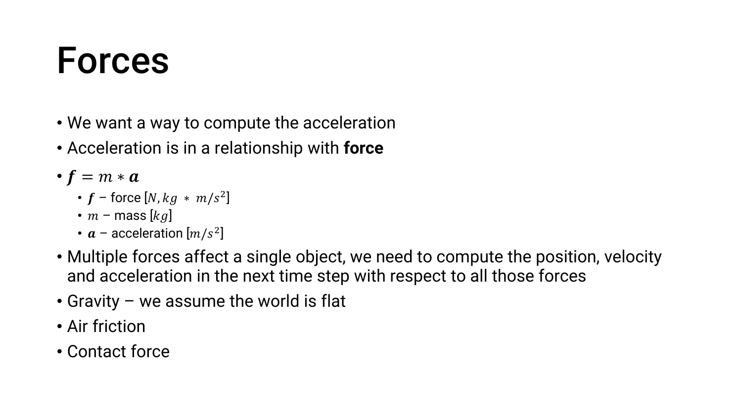# Forces

- We want a way to compute the acceleration
- Acceleration is in a relationship with **force**
- $\boldsymbol{f} = m * \boldsymbol{a}$
  - $\boldsymbol{f}$ – force $[N, kg\ *\ m/s^2]$
  - $m$ – mass $[kg]$
  - $\boldsymbol{a}$ – acceleration $[m/s^2]$
- Multiple forces affect a single object, we need to compute the position, velocity and acceleration in the next time step with respect to all those forces
- Gravity – we assume the world is flat
- Air friction
- Contact force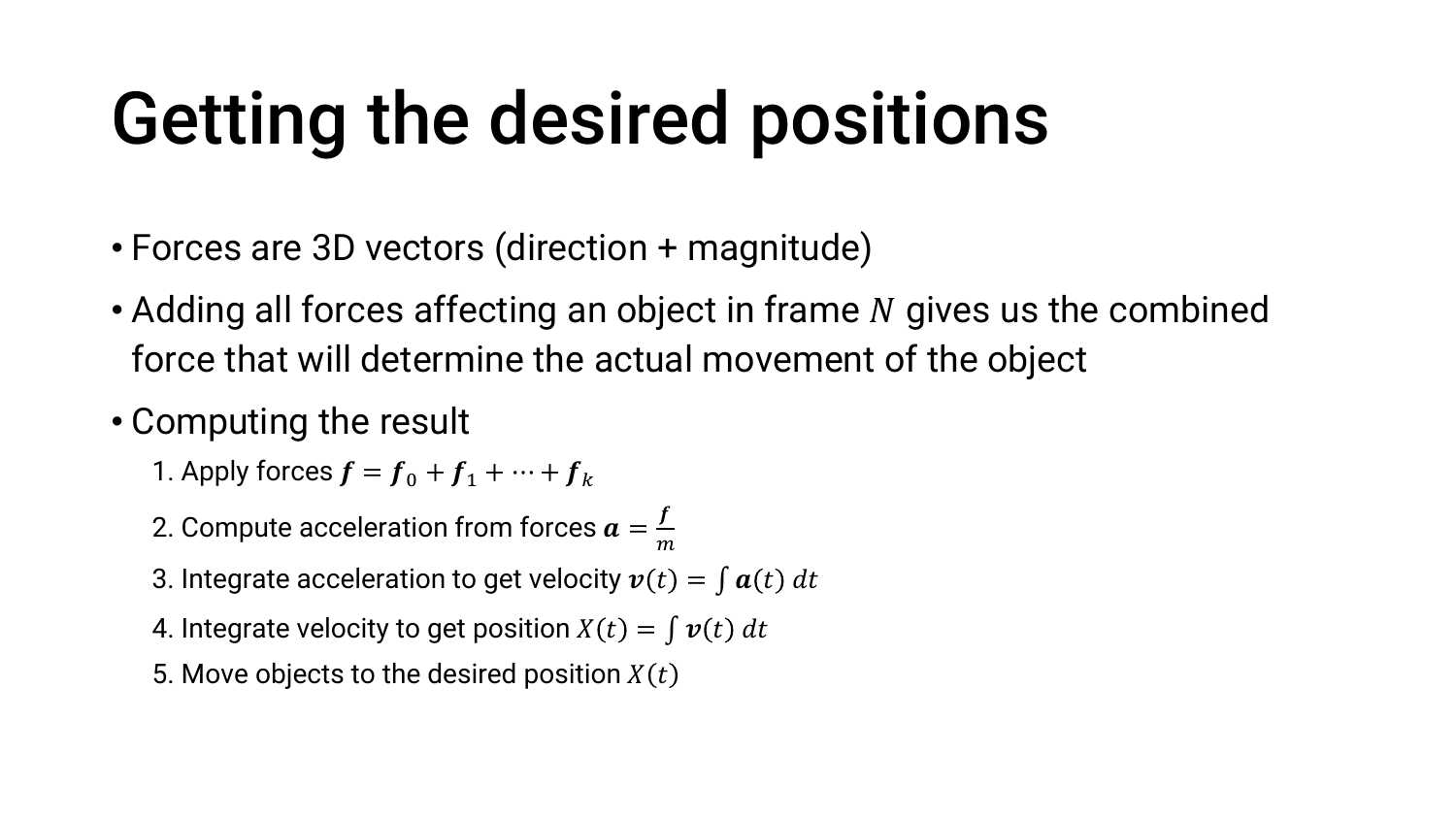# Getting the desired positions

- Forces are 3D vectors (direction + magnitude)
- Adding all forces affecting an object in frame $N$ gives us the combined force that will determine the actual movement of the object
- Computing the result
  1. Apply forces $\boldsymbol{f} = \boldsymbol{f}_0 + \boldsymbol{f}_1 + \cdots + \boldsymbol{f}_k$
  2. Compute acceleration from forces $\boldsymbol{a} = \frac{\boldsymbol{f}}{m}$
  3. Integrate acceleration to get velocity $\boldsymbol{v}(t) = \int \boldsymbol{a}(t)\, dt$
  4. Integrate velocity to get position $X(t) = \int \boldsymbol{v}(t)\, dt$
  5. Move objects to the desired position $X(t)$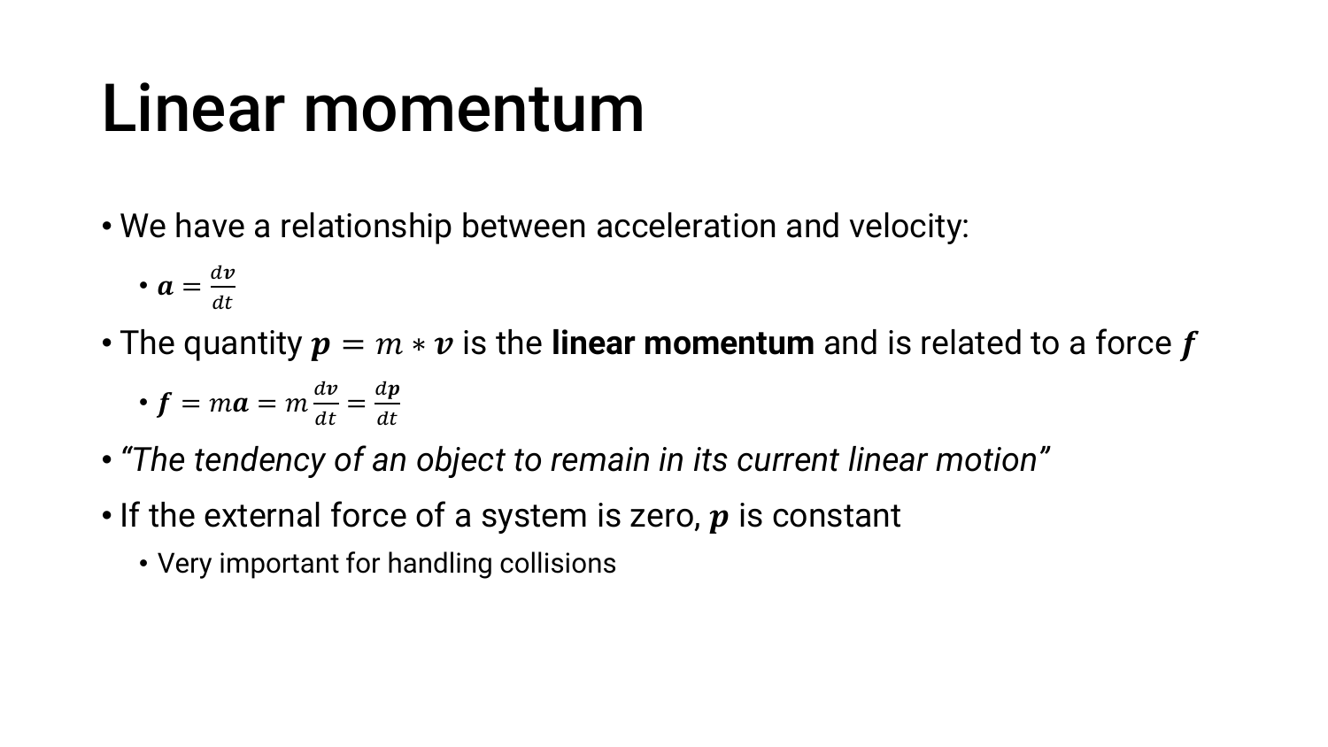# Linear momentum

- We have a relationship between acceleration and velocity:
  - $\boldsymbol{a} = \frac{d\boldsymbol{v}}{dt}$
- The quantity $\boldsymbol{p} = m * \boldsymbol{v}$ is the **linear momentum** and is related to a force $\boldsymbol{f}$
  - $\boldsymbol{f} = m\boldsymbol{a} = m\frac{d\boldsymbol{v}}{dt} = \frac{d\boldsymbol{p}}{dt}$
- *"The tendency of an object to remain in its current linear motion"*
- If the external force of a system is zero, $\boldsymbol{p}$ is constant
  - Very important for handling collisions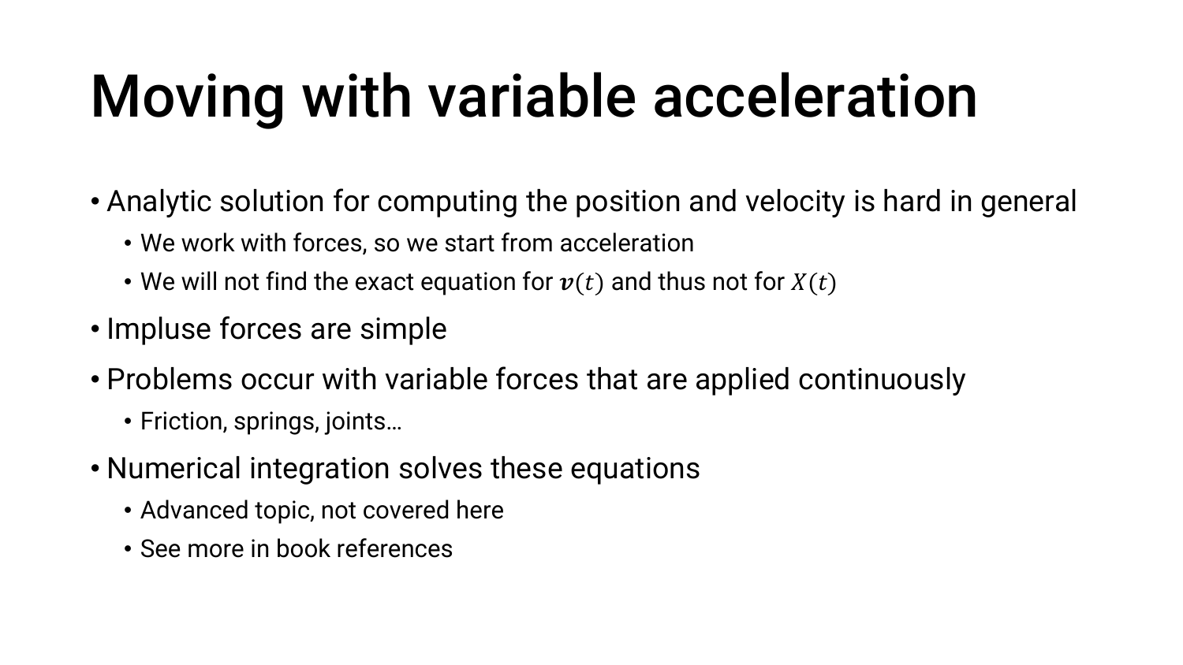# Moving with variable acceleration

- Analytic solution for computing the position and velocity is hard in general
  - We work with forces, so we start from acceleration
  - We will not find the exact equation for $\boldsymbol{v}(t)$ and thus not for $X(t)$
- Impluse forces are simple
- Problems occur with variable forces that are applied continuously
  - Friction, springs, joints…
- Numerical integration solves these equations
  - Advanced topic, not covered here
  - See more in book references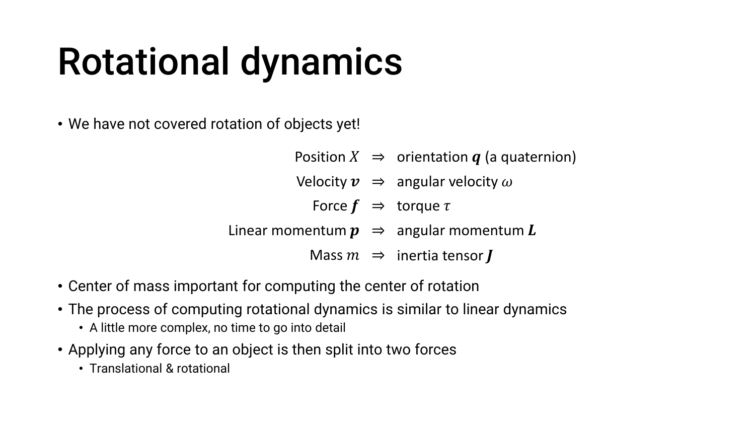# Rotational dynamics

- We have not covered rotation of objects yet!

$$
\begin{aligned}
\text{Position } X &\Rightarrow \text{ orientation } \boldsymbol{q} \text{ (a quaternion)} \\
\text{Velocity } \boldsymbol{v} &\Rightarrow \text{ angular velocity } \omega \\
\text{Force } \boldsymbol{f} &\Rightarrow \text{ torque } \tau \\
\text{Linear momentum } \boldsymbol{p} &\Rightarrow \text{ angular momentum } \boldsymbol{L} \\
\text{Mass } m &\Rightarrow \text{ inertia tensor } \boldsymbol{J}
\end{aligned}
$$

- Center of mass important for computing the center of rotation
- The process of computing rotational dynamics is similar to linear dynamics
  - A little more complex, no time to go into detail
- Applying any force to an object is then split into two forces
  - Translational & rotational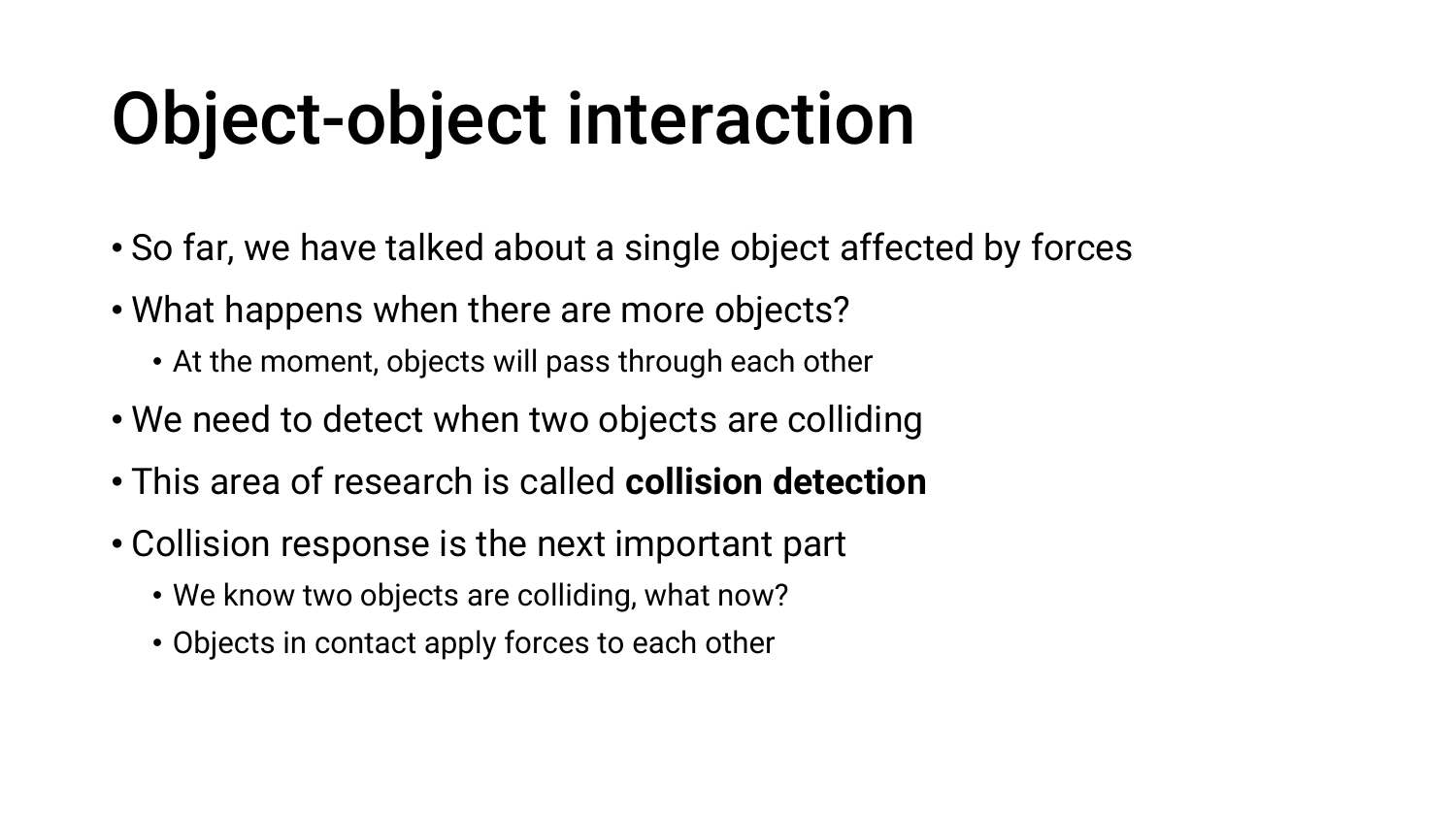# Object-object interaction

- So far, we have talked about a single object affected by forces
- What happens when there are more objects?
  - At the moment, objects will pass through each other
- We need to detect when two objects are colliding
- This area of research is called **collision detection**
- Collision response is the next important part
  - We know two objects are colliding, what now?
  - Objects in contact apply forces to each other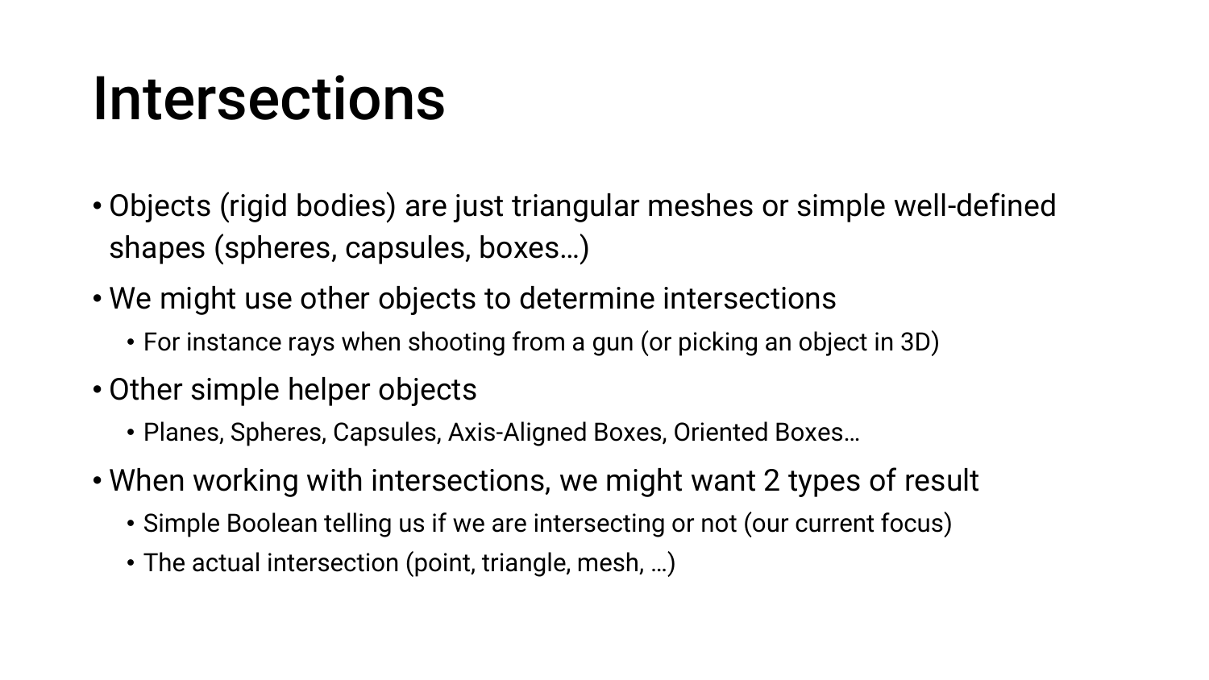# Intersections

- Objects (rigid bodies) are just triangular meshes or simple well-defined shapes (spheres, capsules, boxes…)
- We might use other objects to determine intersections
  - For instance rays when shooting from a gun (or picking an object in 3D)
- Other simple helper objects
  - Planes, Spheres, Capsules, Axis-Aligned Boxes, Oriented Boxes…
- When working with intersections, we might want 2 types of result
  - Simple Boolean telling us if we are intersecting or not (our current focus)
  - The actual intersection (point, triangle, mesh, …)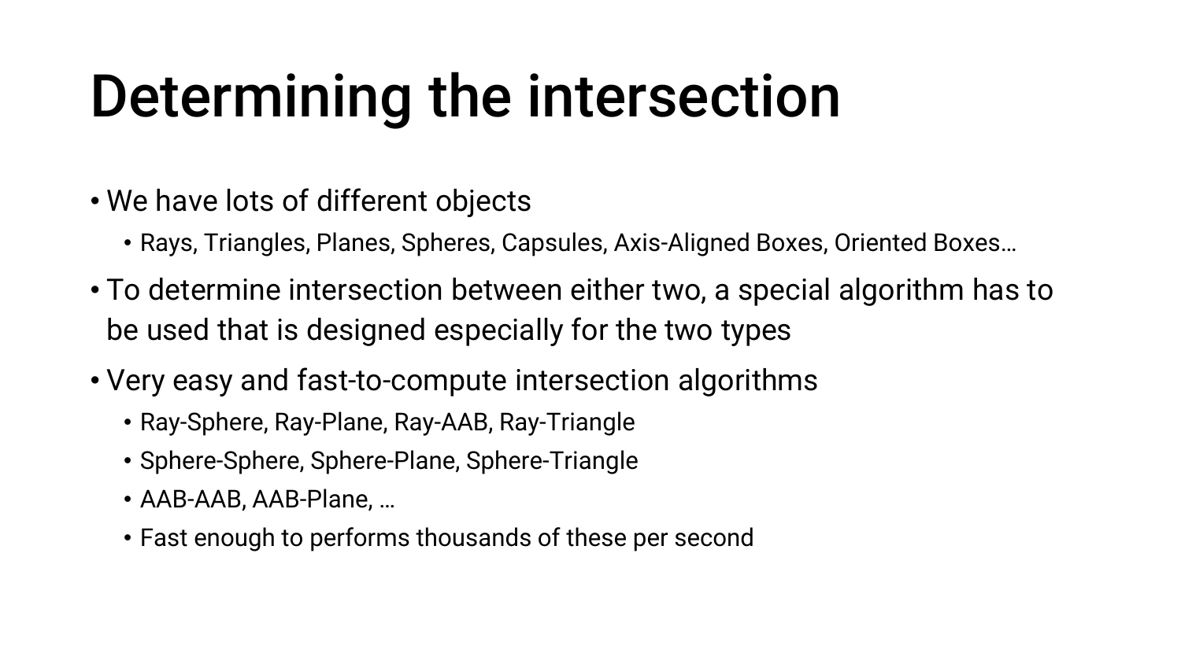# Determining the intersection

- We have lots of different objects
  - Rays, Triangles, Planes, Spheres, Capsules, Axis-Aligned Boxes, Oriented Boxes…
- To determine intersection between either two, a special algorithm has to be used that is designed especially for the two types
- Very easy and fast-to-compute intersection algorithms
  - Ray-Sphere, Ray-Plane, Ray-AAB, Ray-Triangle
  - Sphere-Sphere, Sphere-Plane, Sphere-Triangle
  - AAB-AAB, AAB-Plane, …
  - Fast enough to performs thousands of these per second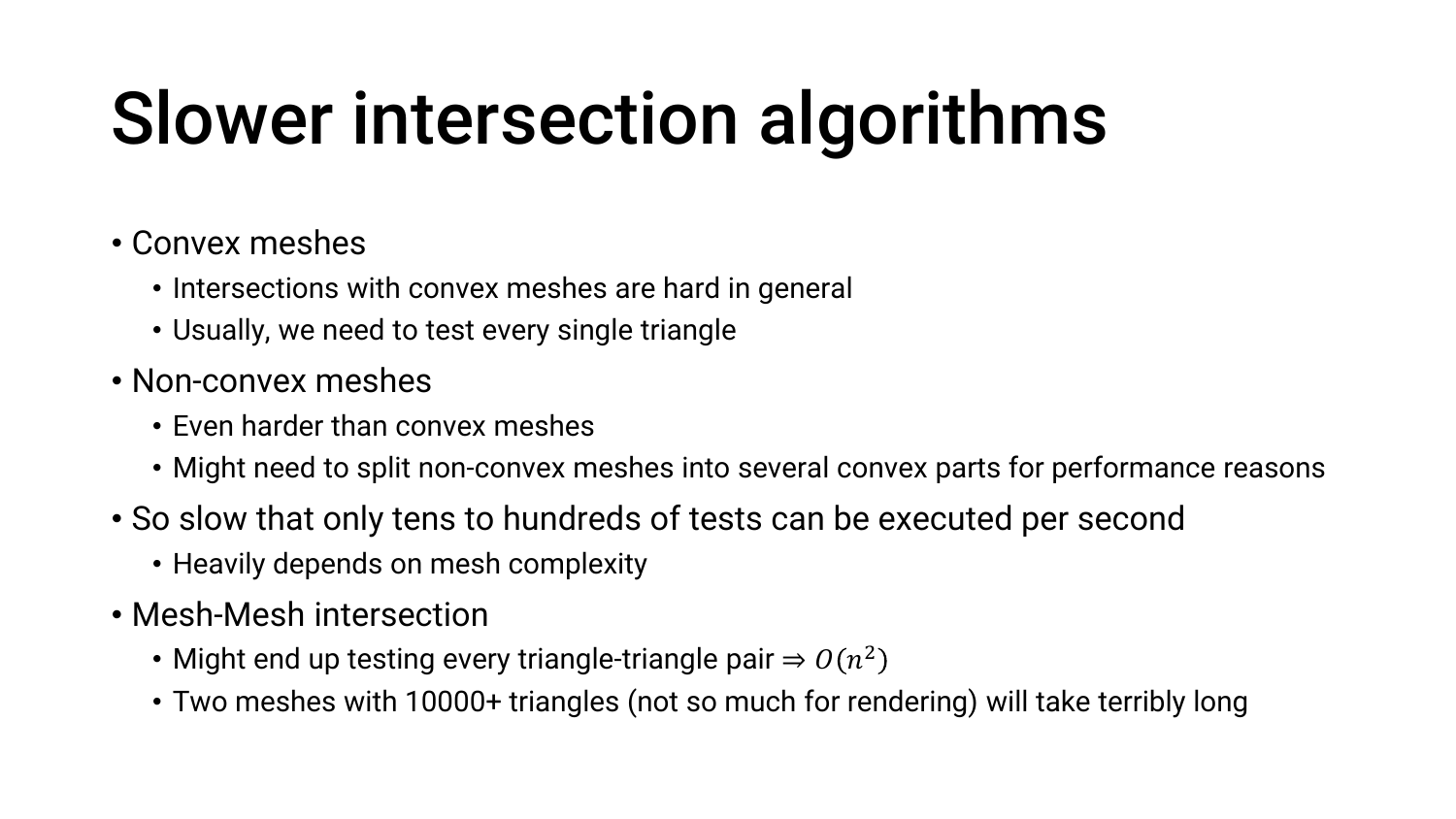# Slower intersection algorithms

- Convex meshes
  - Intersections with convex meshes are hard in general
  - Usually, we need to test every single triangle
- Non-convex meshes
  - Even harder than convex meshes
  - Might need to split non-convex meshes into several convex parts for performance reasons
- So slow that only tens to hundreds of tests can be executed per second
  - Heavily depends on mesh complexity
- Mesh-Mesh intersection
  - Might end up testing every triangle-triangle pair $\Rightarrow O(n^2)$
  - Two meshes with 10000+ triangles (not so much for rendering) will take terribly long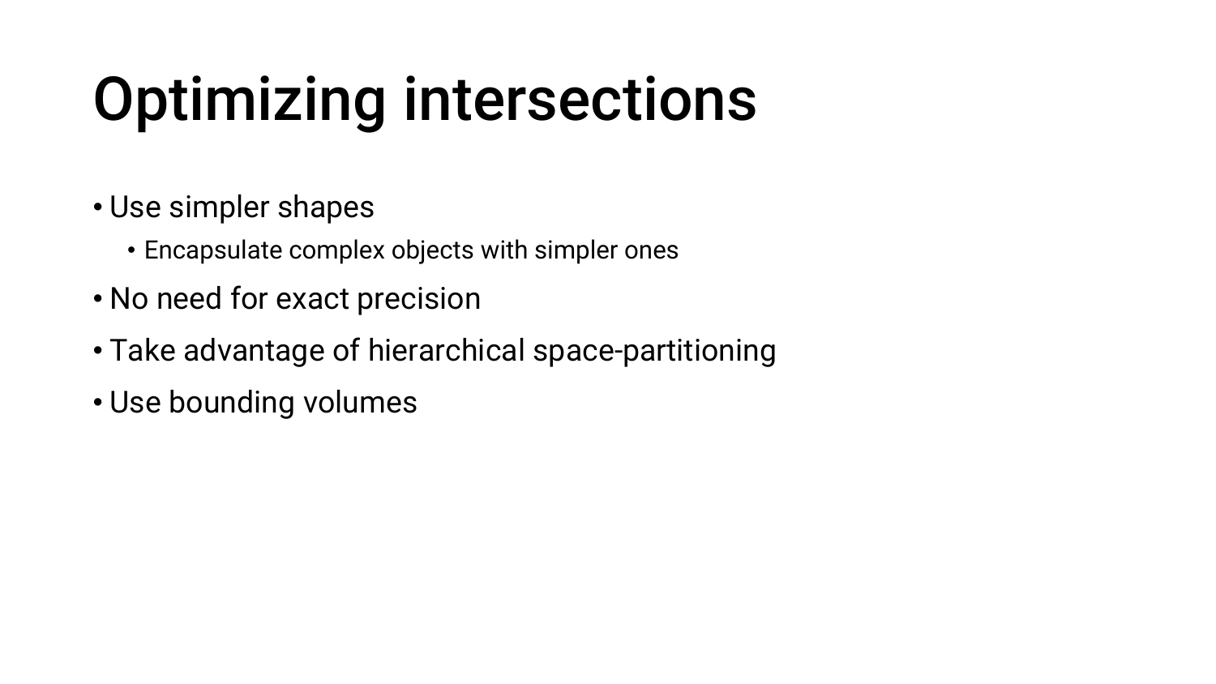# Optimizing intersections

- Use simpler shapes
  - Encapsulate complex objects with simpler ones
- No need for exact precision
- Take advantage of hierarchical space-partitioning
- Use bounding volumes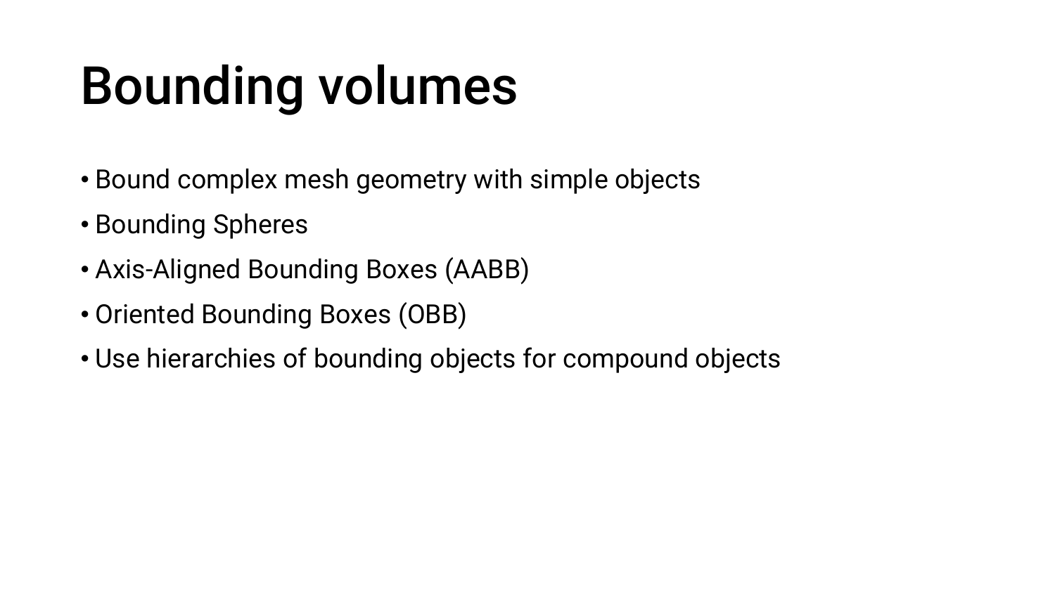# Bounding volumes

- Bound complex mesh geometry with simple objects
- Bounding Spheres
- Axis-Aligned Bounding Boxes (AABB)
- Oriented Bounding Boxes (OBB)
- Use hierarchies of bounding objects for compound objects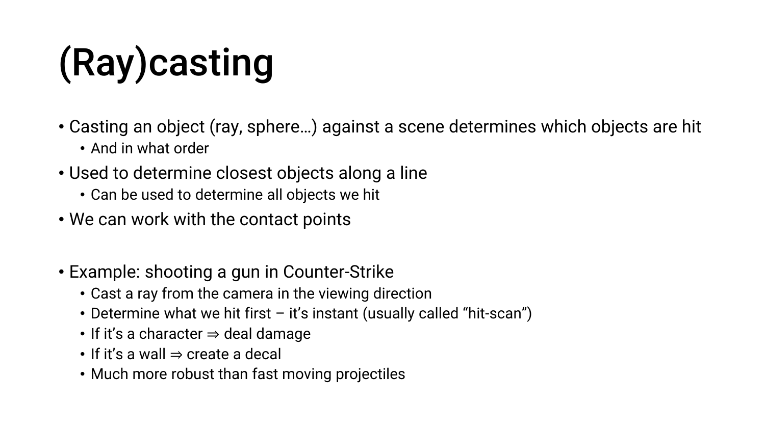# (Ray)casting

- Casting an object (ray, sphere…) against a scene determines which objects are hit
  - And in what order
- Used to determine closest objects along a line
  - Can be used to determine all objects we hit
- We can work with the contact points

- Example: shooting a gun in Counter-Strike
  - Cast a ray from the camera in the viewing direction
  - Determine what we hit first – it's instant (usually called "hit-scan")
  - If it's a character ⇒ deal damage
  - If it's a wall ⇒ create a decal
  - Much more robust than fast moving projectiles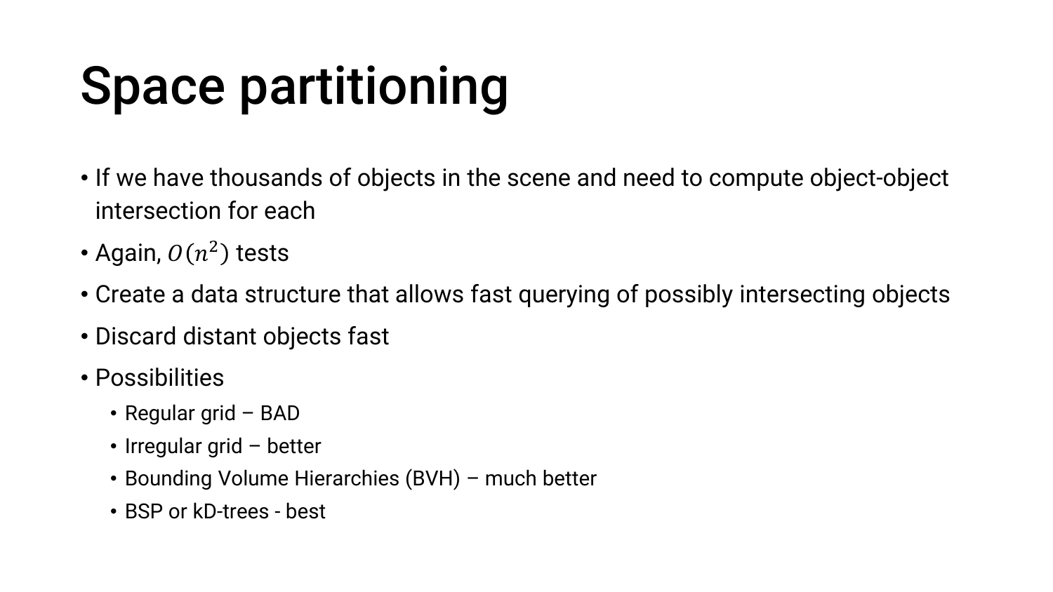# Space partitioning

- If we have thousands of objects in the scene and need to compute object-object intersection for each
- Again, $O(n^2)$ tests
- Create a data structure that allows fast querying of possibly intersecting objects
- Discard distant objects fast
- Possibilities
  - Regular grid – BAD
  - Irregular grid – better
  - Bounding Volume Hierarchies (BVH) – much better
  - BSP or kD-trees - best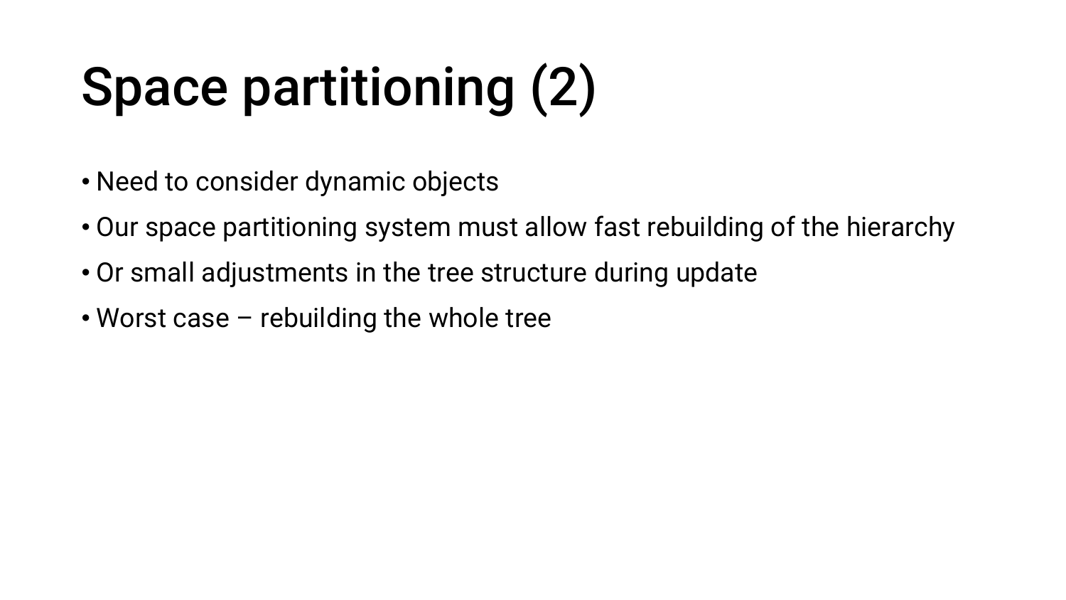# Space partitioning (2)

- Need to consider dynamic objects
- Our space partitioning system must allow fast rebuilding of the hierarchy
- Or small adjustments in the tree structure during update
- Worst case – rebuilding the whole tree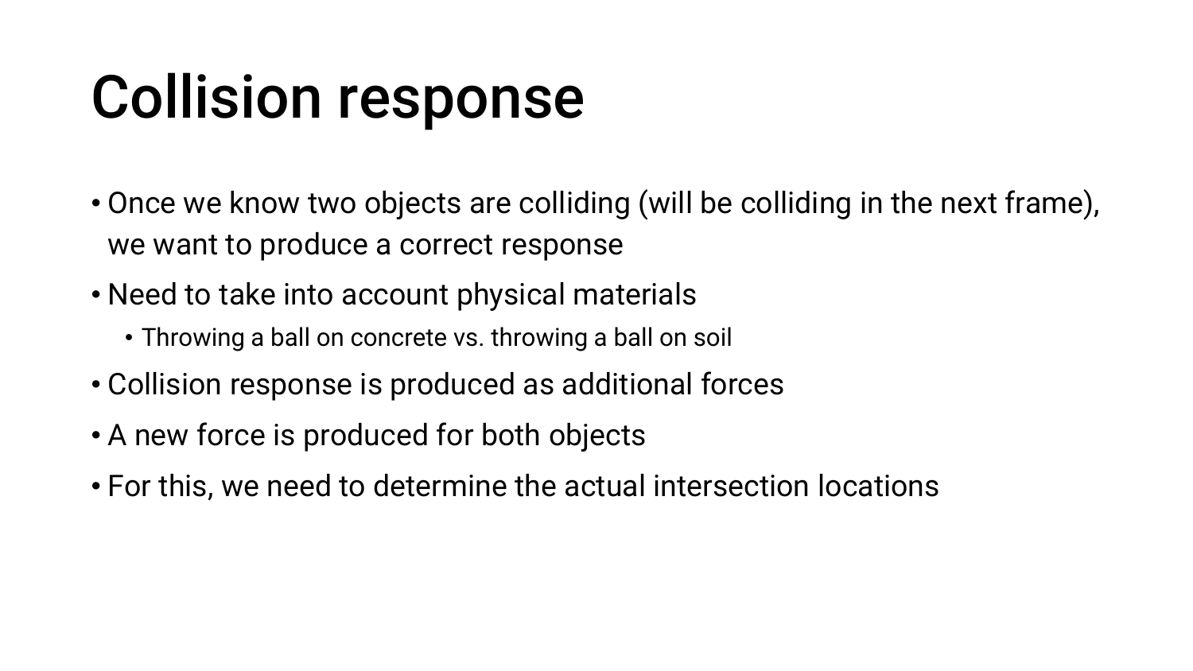# Collision response

- Once we know two objects are colliding (will be colliding in the next frame), we want to produce a correct response
- Need to take into account physical materials
  - Throwing a ball on concrete vs. throwing a ball on soil
- Collision response is produced as additional forces
- A new force is produced for both objects
- For this, we need to determine the actual intersection locations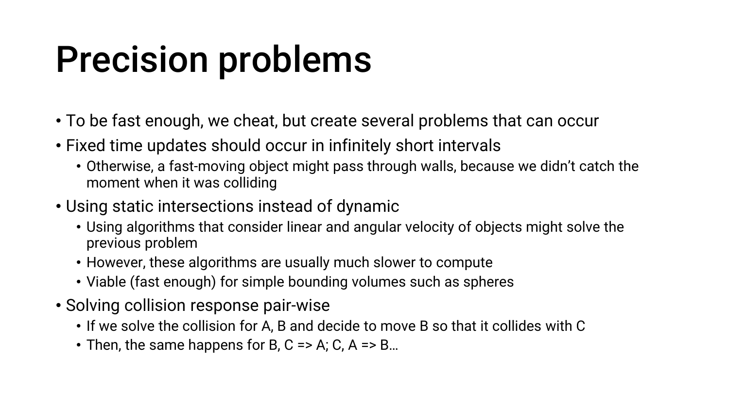# Precision problems

- To be fast enough, we cheat, but create several problems that can occur
- Fixed time updates should occur in infinitely short intervals
  - Otherwise, a fast-moving object might pass through walls, because we didn't catch the moment when it was colliding
- Using static intersections instead of dynamic
  - Using algorithms that consider linear and angular velocity of objects might solve the previous problem
  - However, these algorithms are usually much slower to compute
  - Viable (fast enough) for simple bounding volumes such as spheres
- Solving collision response pair-wise
  - If we solve the collision for A, B and decide to move B so that it collides with C
  - Then, the same happens for B, C => A; C, A => B…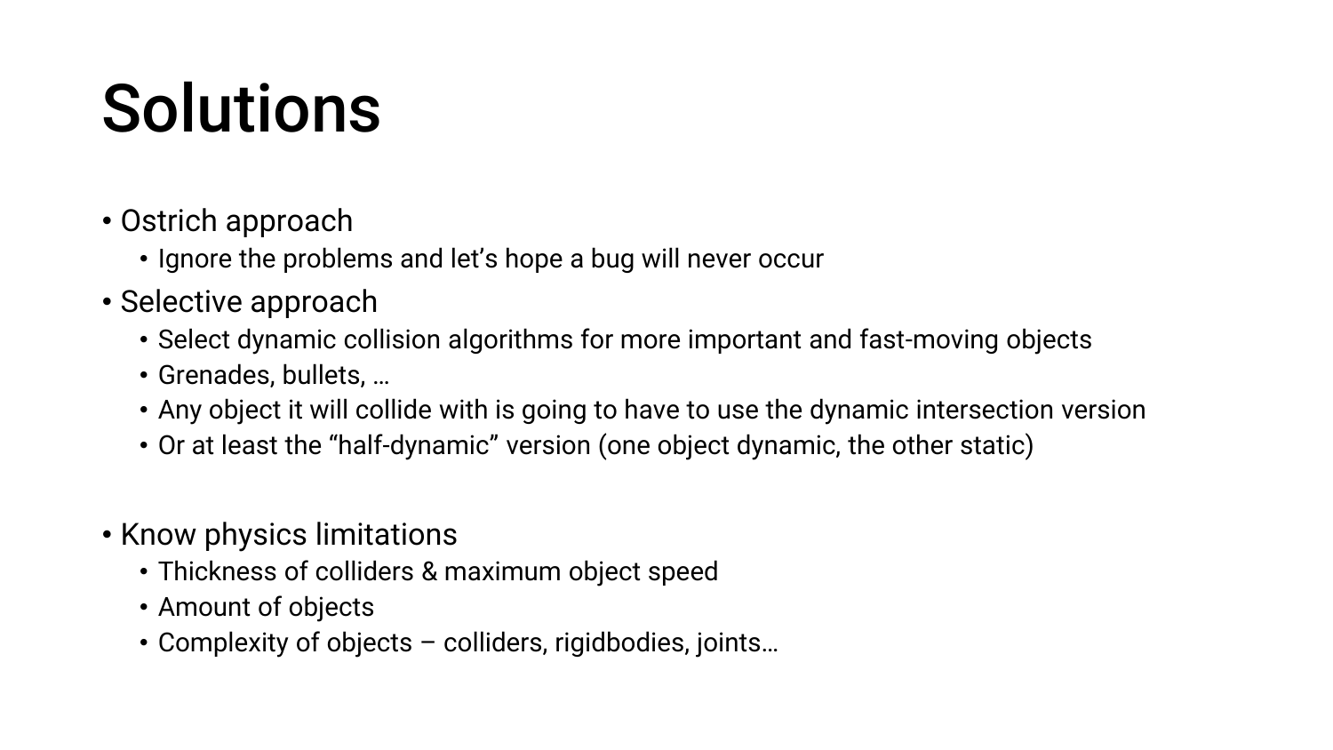# Solutions

- Ostrich approach
  - Ignore the problems and let's hope a bug will never occur
- Selective approach
  - Select dynamic collision algorithms for more important and fast-moving objects
  - Grenades, bullets, …
  - Any object it will collide with is going to have to use the dynamic intersection version
  - Or at least the "half-dynamic" version (one object dynamic, the other static)
- Know physics limitations
  - Thickness of colliders & maximum object speed
  - Amount of objects
  - Complexity of objects – colliders, rigidbodies, joints…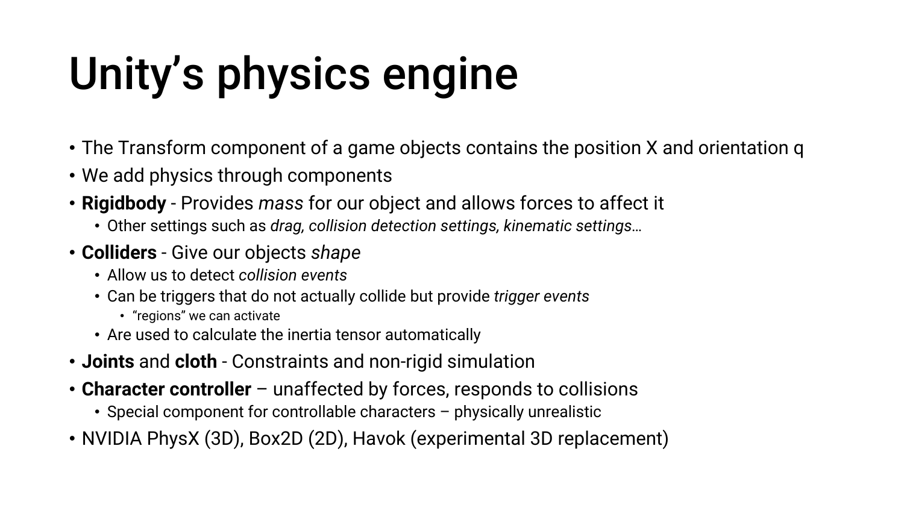# Unity's physics engine

- The Transform component of a game objects contains the position X and orientation q
- We add physics through components
- **Rigidbody** - Provides *mass* for our object and allows forces to affect it
  - Other settings such as *drag, collision detection settings, kinematic settings*…
- **Colliders** - Give our objects *shape*
  - Allow us to detect *collision events*
  - Can be triggers that do not actually collide but provide *trigger events*
    - "regions" we can activate
  - Are used to calculate the inertia tensor automatically
- **Joints** and **cloth** - Constraints and non-rigid simulation
- **Character controller** – unaffected by forces, responds to collisions
  - Special component for controllable characters – physically unrealistic
- NVIDIA PhysX (3D), Box2D (2D), Havok (experimental 3D replacement)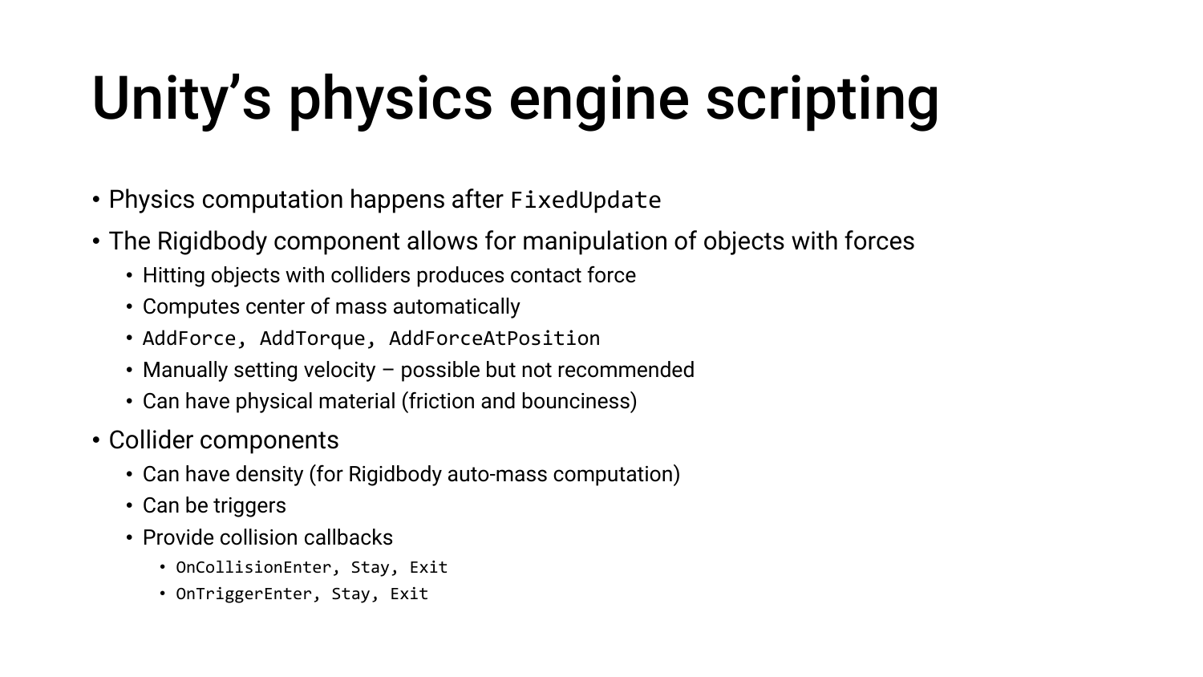# Unity’s physics engine scripting

- Physics computation happens after `FixedUpdate`
- The Rigidbody component allows for manipulation of objects with forces
  - Hitting objects with colliders produces contact force
  - Computes center of mass automatically
  - `AddForce, AddTorque, AddForceAtPosition`
  - Manually setting velocity – possible but not recommended
  - Can have physical material (friction and bounciness)
- Collider components
  - Can have density (for Rigidbody auto-mass computation)
  - Can be triggers
  - Provide collision callbacks
    - `OnCollisionEnter, Stay, Exit`
    - `OnTriggerEnter, Stay, Exit`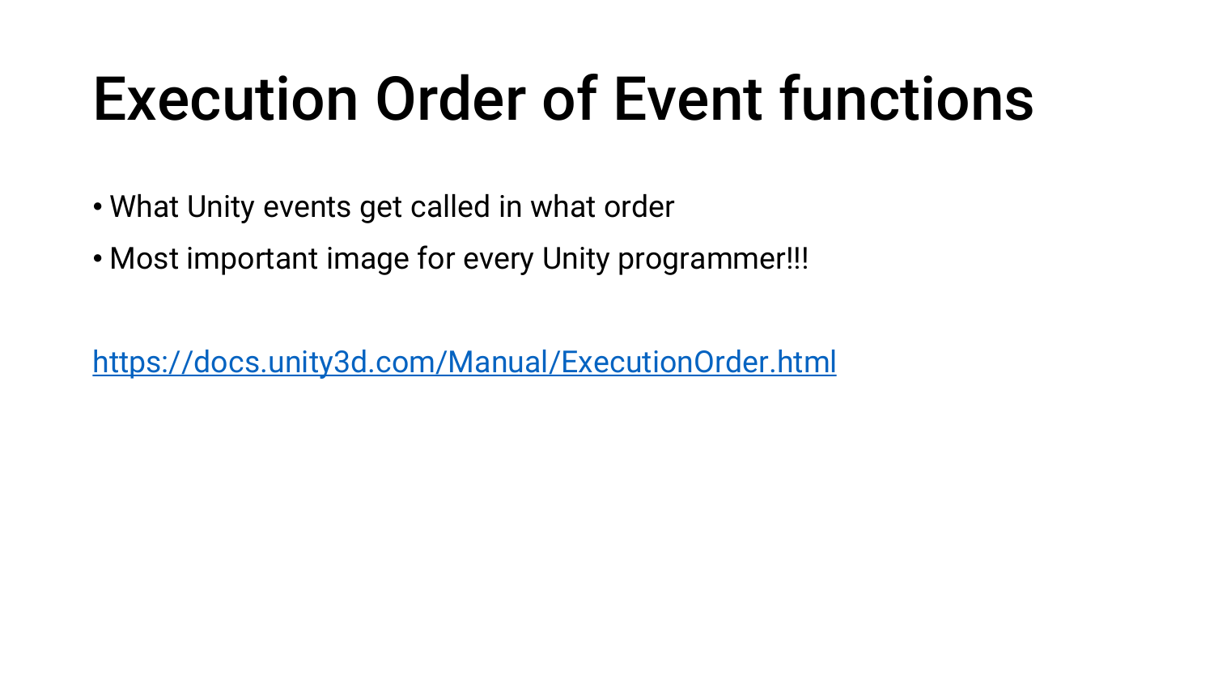# Execution Order of Event functions

- What Unity events get called in what order
- Most important image for every Unity programmer!!!

[https://docs.unity3d.com/Manual/ExecutionOrder.html](https://docs.unity3d.com/Manual/ExecutionOrder.html)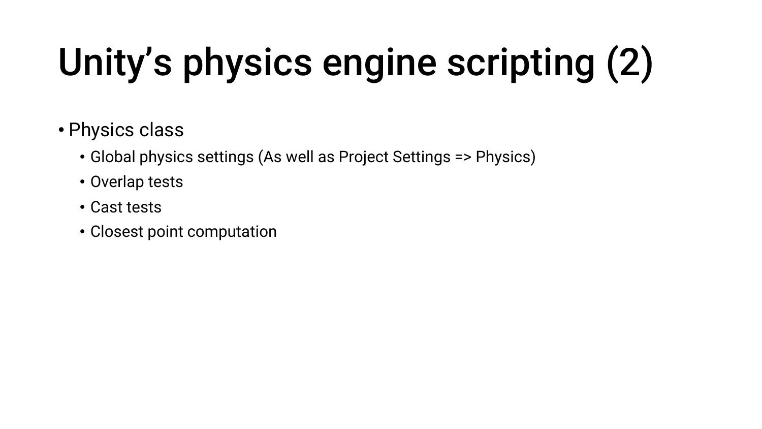# Unity’s physics engine scripting (2)

- Physics class
  - Global physics settings (As well as Project Settings => Physics)
  - Overlap tests
  - Cast tests
  - Closest point computation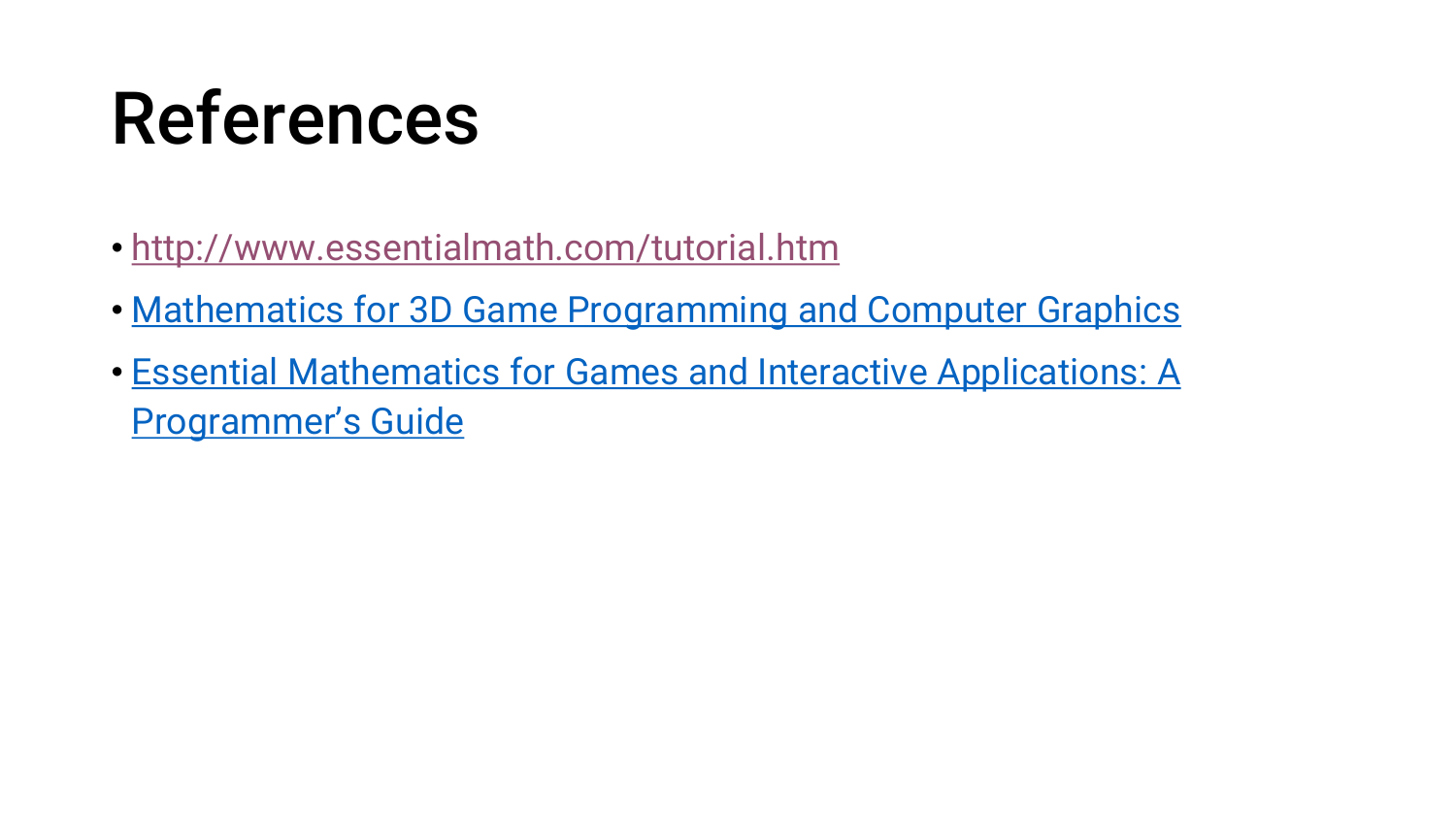# References

- http://www.essentialmath.com/tutorial.htm
- Mathematics for 3D Game Programming and Computer Graphics
- Essential Mathematics for Games and Interactive Applications: A Programmer's Guide